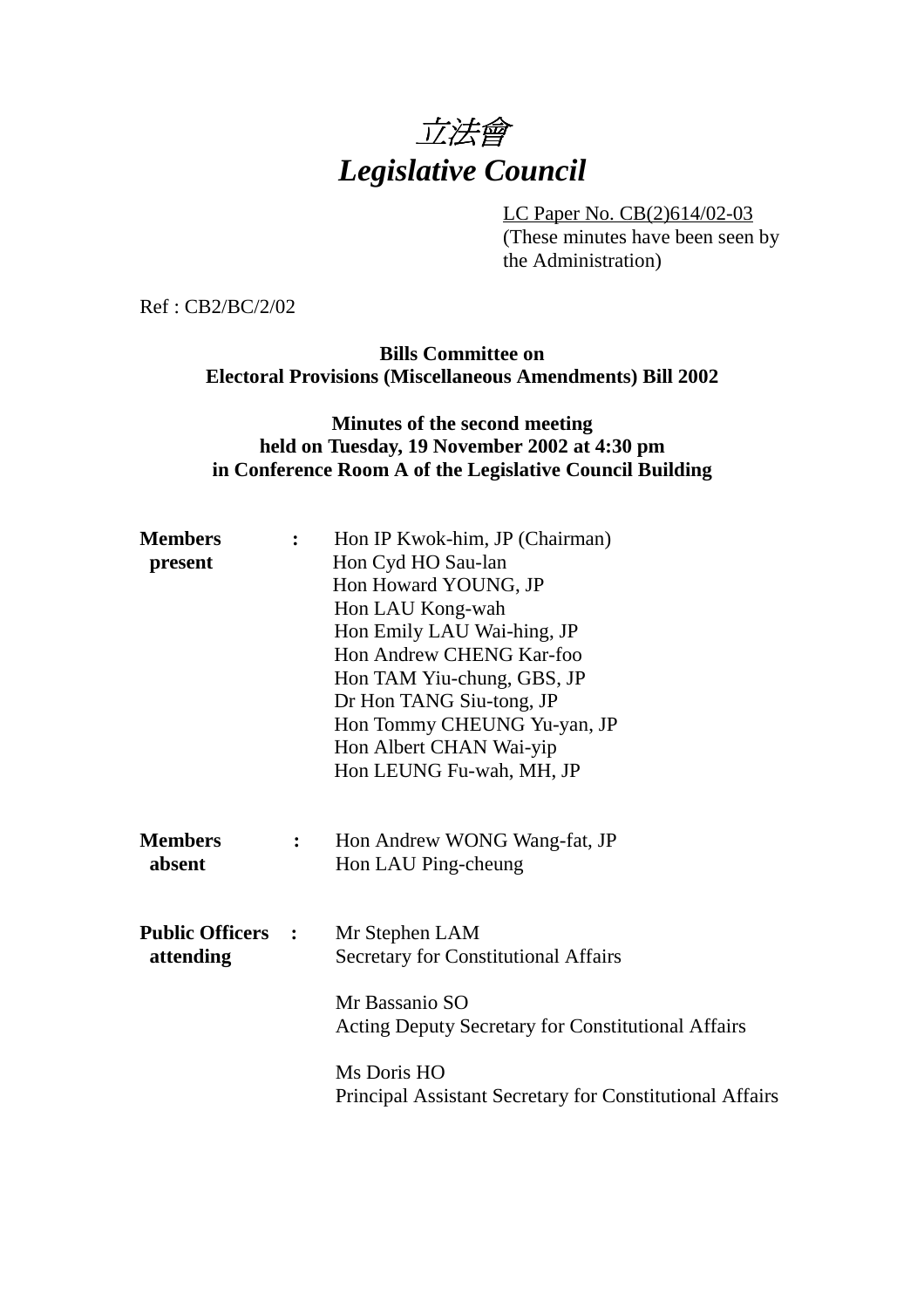# *立法會*
# *Legislative Council*

LC Paper No. CB(2)614/02-03
(These minutes have been seen by the Administration)

Ref : CB2/BC/2/02

**Bills Committee on**
**Electoral Provisions (Miscellaneous Amendments) Bill 2002**

**Minutes of the second meeting**
**held on Tuesday, 19 November 2002 at 4:30 pm**
**in Conference Room A of the Legislative Council Building**

**Members present** :

Hon IP Kwok-him, JP (Chairman)
Hon Cyd HO Sau-lan
Hon Howard YOUNG, JP
Hon LAU Kong-wah
Hon Emily LAU Wai-hing, JP
Hon Andrew CHENG Kar-foo
Hon TAM Yiu-chung, GBS, JP
Dr Hon TANG Siu-tong, JP
Hon Tommy CHEUNG Yu-yan, JP
Hon Albert CHAN Wai-yip
Hon LEUNG Fu-wah, MH, JP

**Members absent** :

Hon Andrew WONG Wang-fat, JP
Hon LAU Ping-cheung

**Public Officers attending** :

Mr Stephen LAM
Secretary for Constitutional Affairs

Mr Bassanio SO
Acting Deputy Secretary for Constitutional Affairs

Ms Doris HO
Principal Assistant Secretary for Constitutional Affairs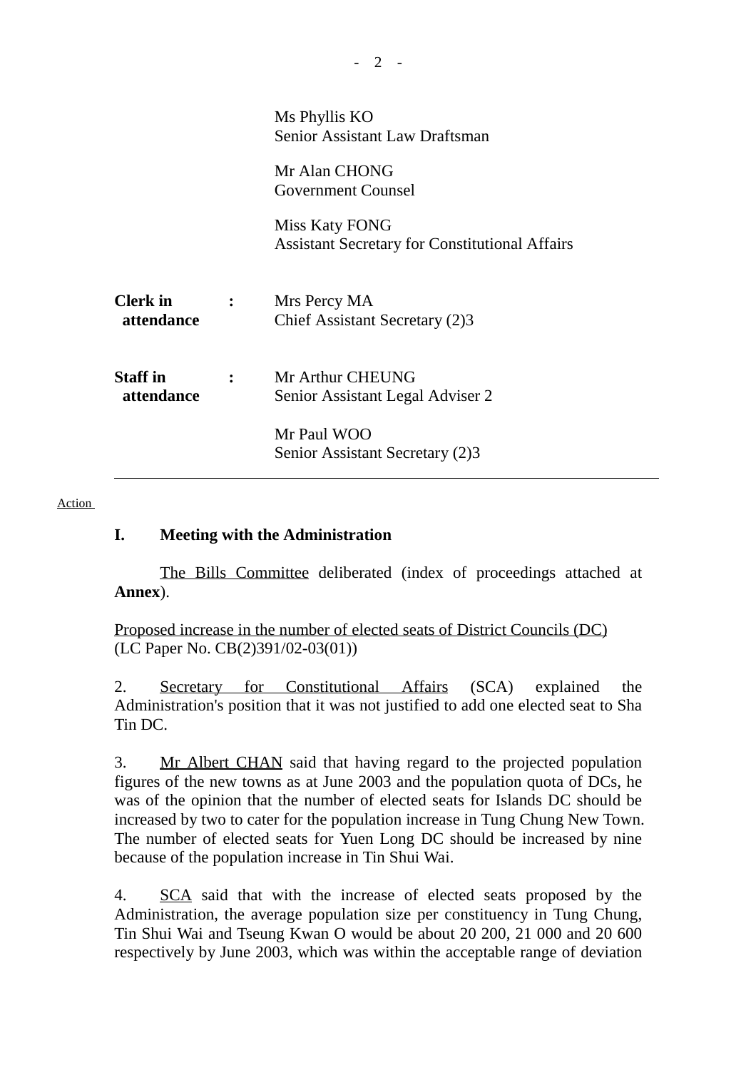Ms Phyllis KO
Senior Assistant Law Draftsman

Mr Alan CHONG
Government Counsel

Miss Katy FONG
Assistant Secretary for Constitutional Affairs

**Clerk in attendance** : Mrs Percy MA
Chief Assistant Secretary (2)3

**Staff in attendance** : Mr Arthur CHEUNG
Senior Assistant Legal Adviser 2

Mr Paul WOO
Senior Assistant Secretary (2)3

---

Action

## I. Meeting with the Administration

The Bills Committee deliberated (index of proceedings attached at **Annex**).

Proposed increase in the number of elected seats of District Councils (DC)
(LC Paper No. CB(2)391/02-03(01))

2. Secretary for Constitutional Affairs (SCA) explained the Administration's position that it was not justified to add one elected seat to Sha Tin DC.

3. Mr Albert CHAN said that having regard to the projected population figures of the new towns as at June 2003 and the population quota of DCs, he was of the opinion that the number of elected seats for Islands DC should be increased by two to cater for the population increase in Tung Chung New Town. The number of elected seats for Yuen Long DC should be increased by nine because of the population increase in Tin Shui Wai.

4. SCA said that with the increase of elected seats proposed by the Administration, the average population size per constituency in Tung Chung, Tin Shui Wai and Tseung Kwan O would be about 20 200, 21 000 and 20 600 respectively by June 2003, which was within the acceptable range of deviation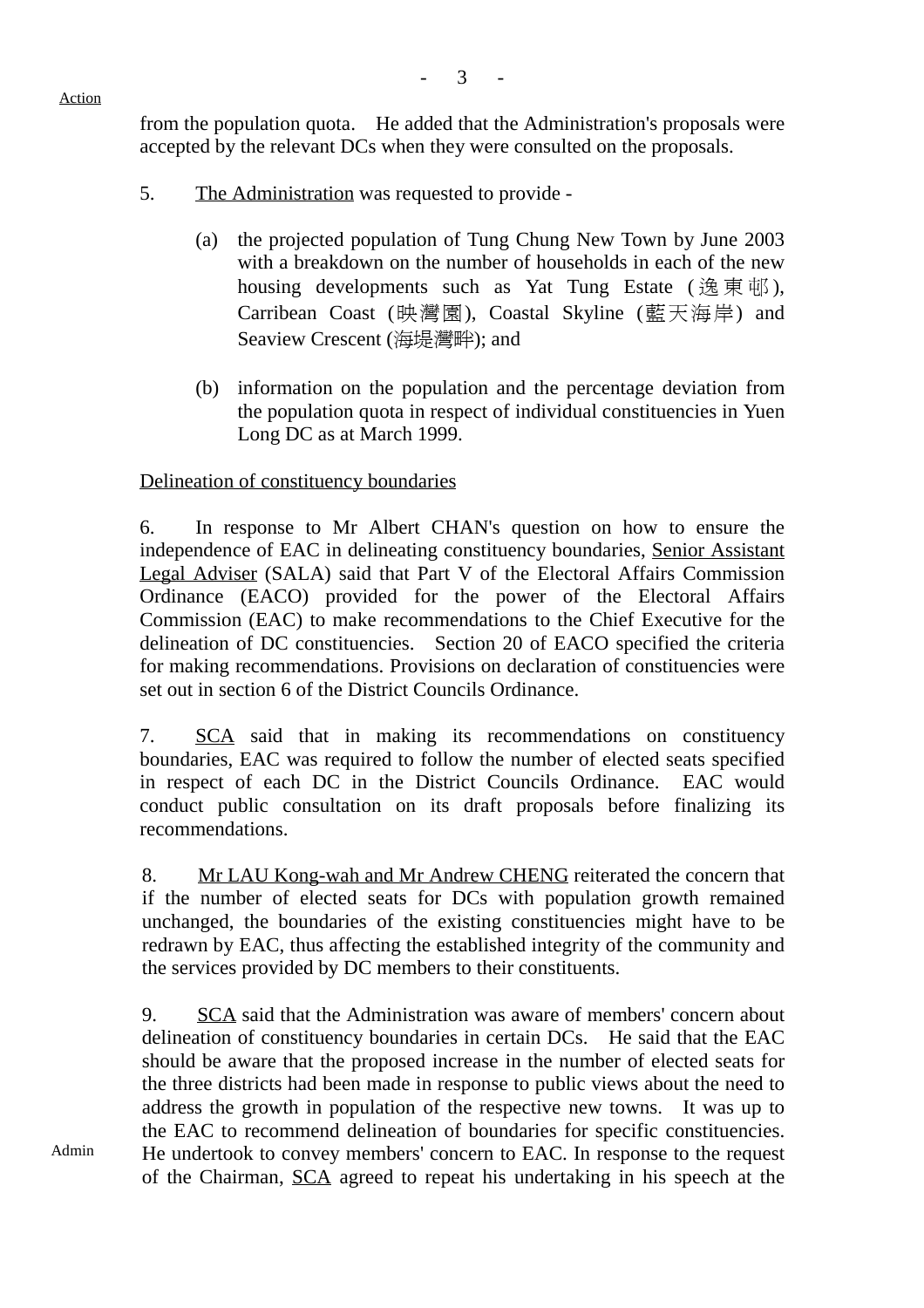Action

from the population quota. He added that the Administration's proposals were accepted by the relevant DCs when they were consulted on the proposals.

5. The Administration was requested to provide -

(a) the projected population of Tung Chung New Town by June 2003 with a breakdown on the number of households in each of the new housing developments such as Yat Tung Estate (逸東邨), Carribean Coast (映灣園), Coastal Skyline (藍天海岸) and Seaview Crescent (海堤灣畔); and

(b) information on the population and the percentage deviation from the population quota in respect of individual constituencies in Yuen Long DC as at March 1999.

Delineation of constituency boundaries

6. In response to Mr Albert CHAN's question on how to ensure the independence of EAC in delineating constituency boundaries, Senior Assistant Legal Adviser (SALA) said that Part V of the Electoral Affairs Commission Ordinance (EACO) provided for the power of the Electoral Affairs Commission (EAC) to make recommendations to the Chief Executive for the delineation of DC constituencies. Section 20 of EACO specified the criteria for making recommendations. Provisions on declaration of constituencies were set out in section 6 of the District Councils Ordinance.

7. SCA said that in making its recommendations on constituency boundaries, EAC was required to follow the number of elected seats specified in respect of each DC in the District Councils Ordinance. EAC would conduct public consultation on its draft proposals before finalizing its recommendations.

8. Mr LAU Kong-wah and Mr Andrew CHENG reiterated the concern that if the number of elected seats for DCs with population growth remained unchanged, the boundaries of the existing constituencies might have to be redrawn by EAC, thus affecting the established integrity of the community and the services provided by DC members to their constituents.

9. SCA said that the Administration was aware of members' concern about delineation of constituency boundaries in certain DCs. He said that the EAC should be aware that the proposed increase in the number of elected seats for the three districts had been made in response to public views about the need to address the growth in population of the respective new towns. It was up to the EAC to recommend delineation of boundaries for specific constituencies. He undertook to convey members' concern to EAC. In response to the request of the Chairman, SCA agreed to repeat his undertaking in his speech at the

Admin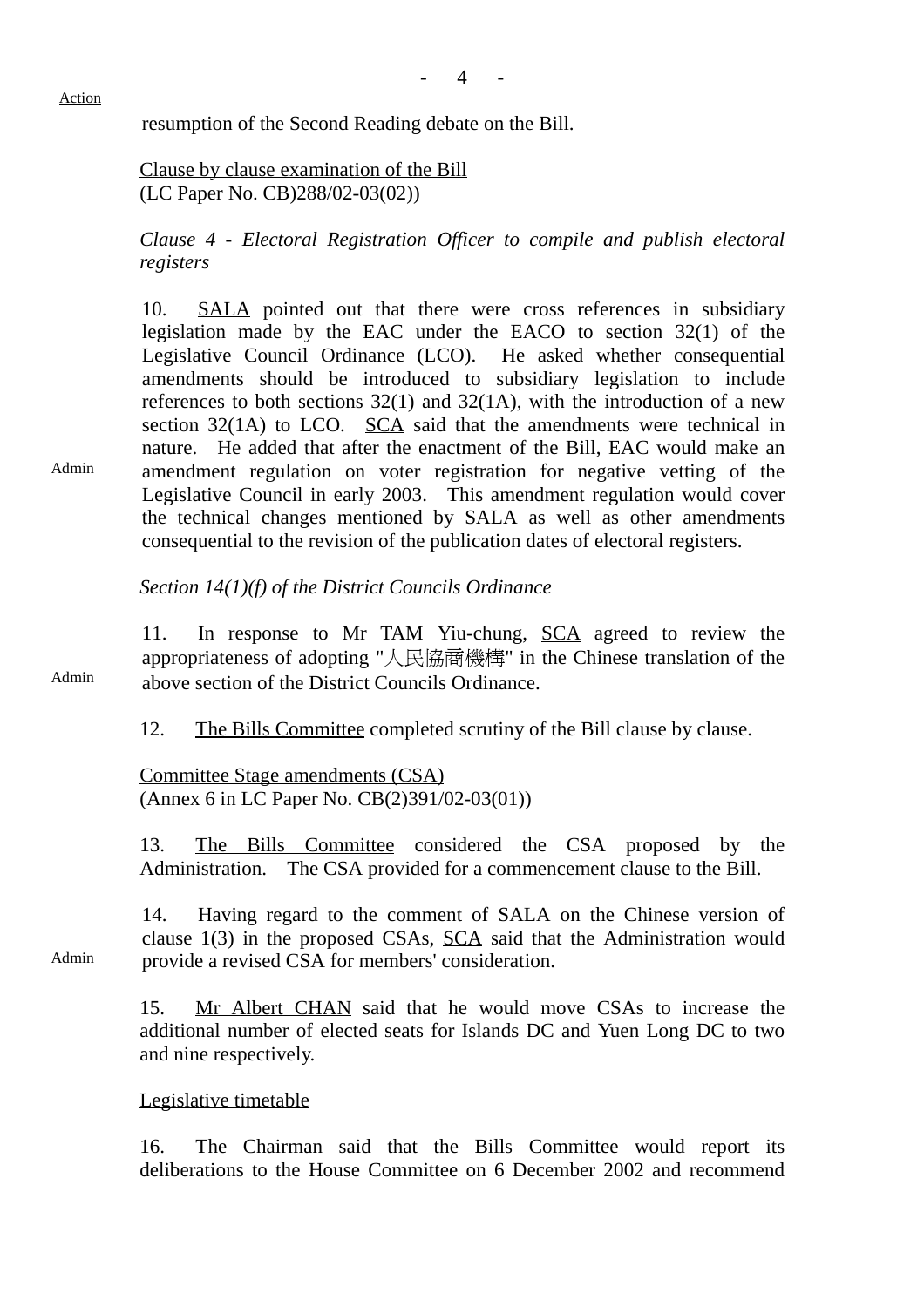Action

resumption of the Second Reading debate on the Bill.

Clause by clause examination of the Bill
(LC Paper No. CB)288/02-03(02))

*Clause 4 - Electoral Registration Officer to compile and publish electoral registers*

10. SALA pointed out that there were cross references in subsidiary legislation made by the EAC under the EACO to section 32(1) of the Legislative Council Ordinance (LCO). He asked whether consequential amendments should be introduced to subsidiary legislation to include references to both sections 32(1) and 32(1A), with the introduction of a new section 32(1A) to LCO. SCA said that the amendments were technical in nature. He added that after the enactment of the Bill, EAC would make an amendment regulation on voter registration for negative vetting of the Legislative Council in early 2003. This amendment regulation would cover the technical changes mentioned by SALA as well as other amendments consequential to the revision of the publication dates of electoral registers. — Admin

*Section 14(1)(f) of the District Councils Ordinance*

11. In response to Mr TAM Yiu-chung, SCA agreed to review the appropriateness of adopting "人民協商機構" in the Chinese translation of the above section of the District Councils Ordinance. — Admin

12. The Bills Committee completed scrutiny of the Bill clause by clause.

Committee Stage amendments (CSA)
(Annex 6 in LC Paper No. CB(2)391/02-03(01))

13. The Bills Committee considered the CSA proposed by the Administration. The CSA provided for a commencement clause to the Bill.

14. Having regard to the comment of SALA on the Chinese version of clause 1(3) in the proposed CSAs, SCA said that the Administration would provide a revised CSA for members' consideration. — Admin

15. Mr Albert CHAN said that he would move CSAs to increase the additional number of elected seats for Islands DC and Yuen Long DC to two and nine respectively.

Legislative timetable

16. The Chairman said that the Bills Committee would report its deliberations to the House Committee on 6 December 2002 and recommend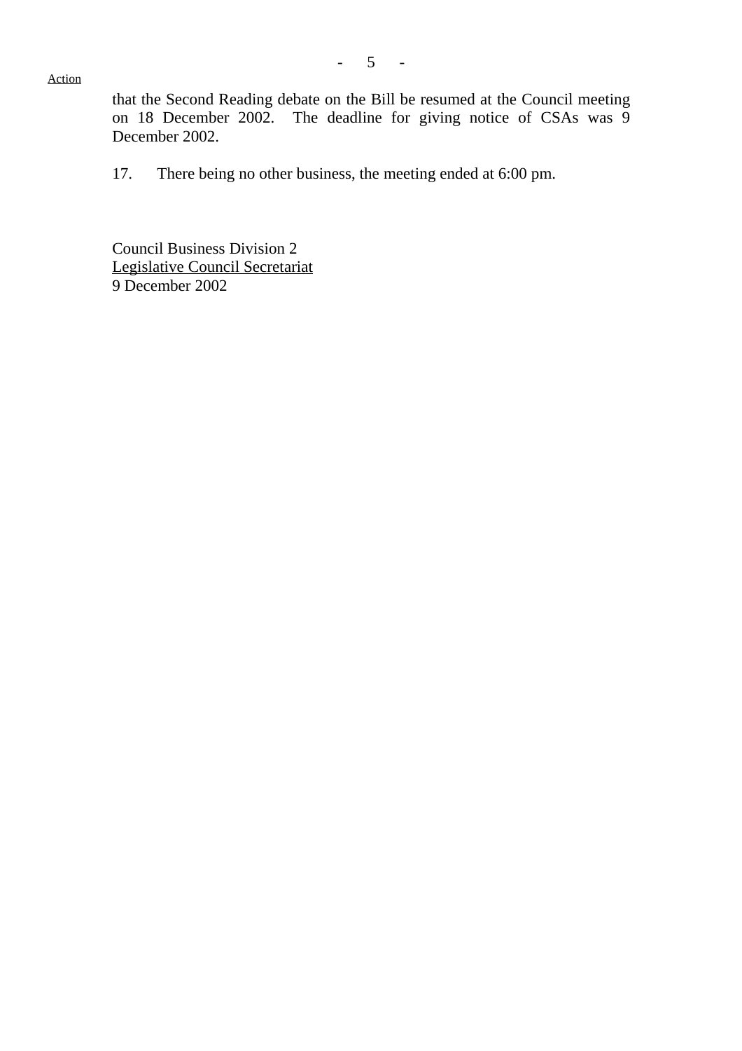Action

that the Second Reading debate on the Bill be resumed at the Council meeting on 18 December 2002. The deadline for giving notice of CSAs was 9 December 2002.

17. There being no other business, the meeting ended at 6:00 pm.

Council Business Division 2
Legislative Council Secretariat
9 December 2002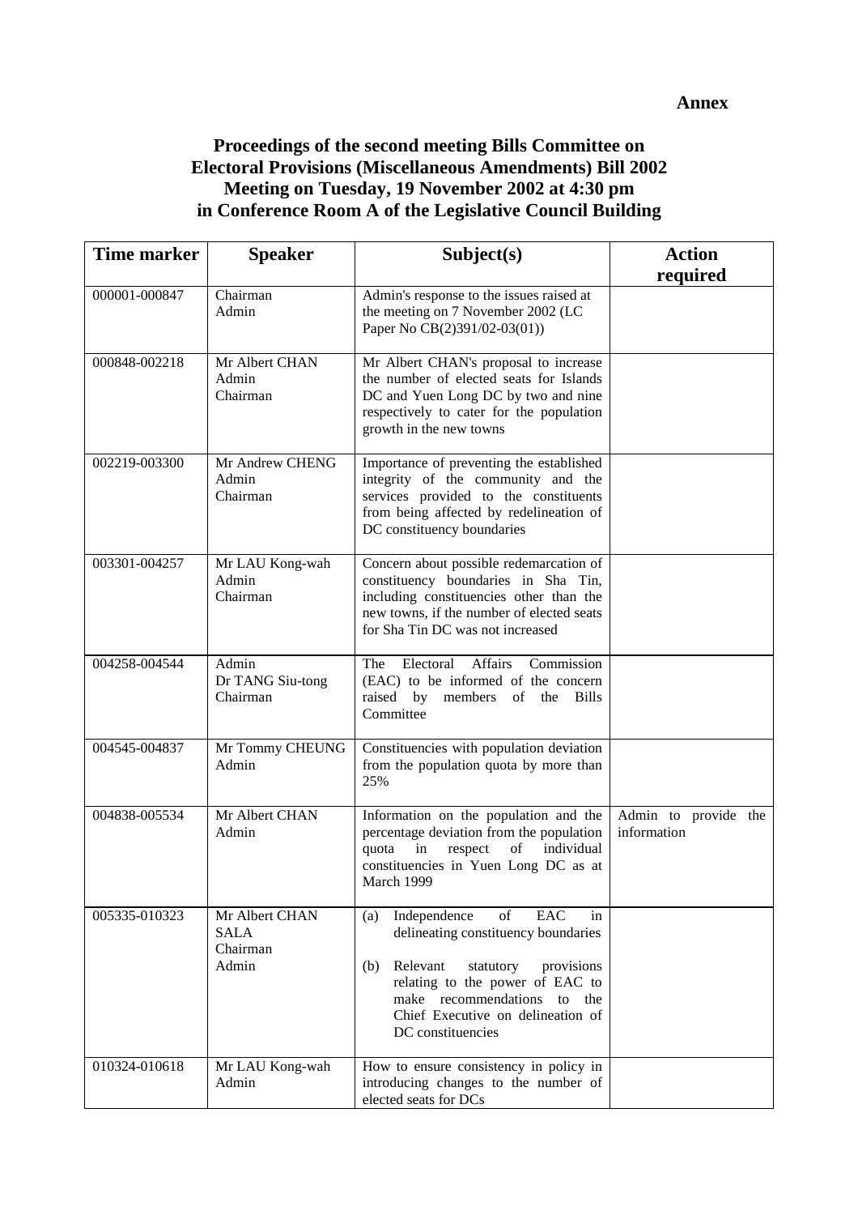**Annex**

# Proceedings of the second meeting Bills Committee on Electoral Provisions (Miscellaneous Amendments) Bill 2002 Meeting on Tuesday, 19 November 2002 at 4:30 pm in Conference Room A of the Legislative Council Building

| Time marker | Speaker | Subject(s) | Action required |
|---|---|---|---|
| 000001-000847 | Chairman<br>Admin | Admin's response to the issues raised at the meeting on 7 November 2002 (LC Paper No CB(2)391/02-03(01)) | |
| 000848-002218 | Mr Albert CHAN<br>Admin<br>Chairman | Mr Albert CHAN's proposal to increase the number of elected seats for Islands DC and Yuen Long DC by two and nine respectively to cater for the population growth in the new towns | |
| 002219-003300 | Mr Andrew CHENG<br>Admin<br>Chairman | Importance of preventing the established integrity of the community and the services provided to the constituents from being affected by redelineation of DC constituency boundaries | |
| 003301-004257 | Mr LAU Kong-wah<br>Admin<br>Chairman | Concern about possible redemarcation of constituency boundaries in Sha Tin, including constituencies other than the new towns, if the number of elected seats for Sha Tin DC was not increased | |
| 004258-004544 | Admin<br>Dr TANG Siu-tong<br>Chairman | The Electoral Affairs Commission (EAC) to be informed of the concern raised by members of the Bills Committee | |
| 004545-004837 | Mr Tommy CHEUNG<br>Admin | Constituencies with population deviation from the population quota by more than 25% | |
| 004838-005534 | Mr Albert CHAN<br>Admin | Information on the population and the percentage deviation from the population quota in respect of individual constituencies in Yuen Long DC as at March 1999 | Admin to provide the information |
| 005335-010323 | Mr Albert CHAN<br>SALA<br>Chairman<br>Admin | (a) Independence of EAC in delineating constituency boundaries<br>(b) Relevant statutory provisions relating to the power of EAC to make recommendations to the Chief Executive on delineation of DC constituencies | |
| 010324-010618 | Mr LAU Kong-wah<br>Admin | How to ensure consistency in policy in introducing changes to the number of elected seats for DCs | |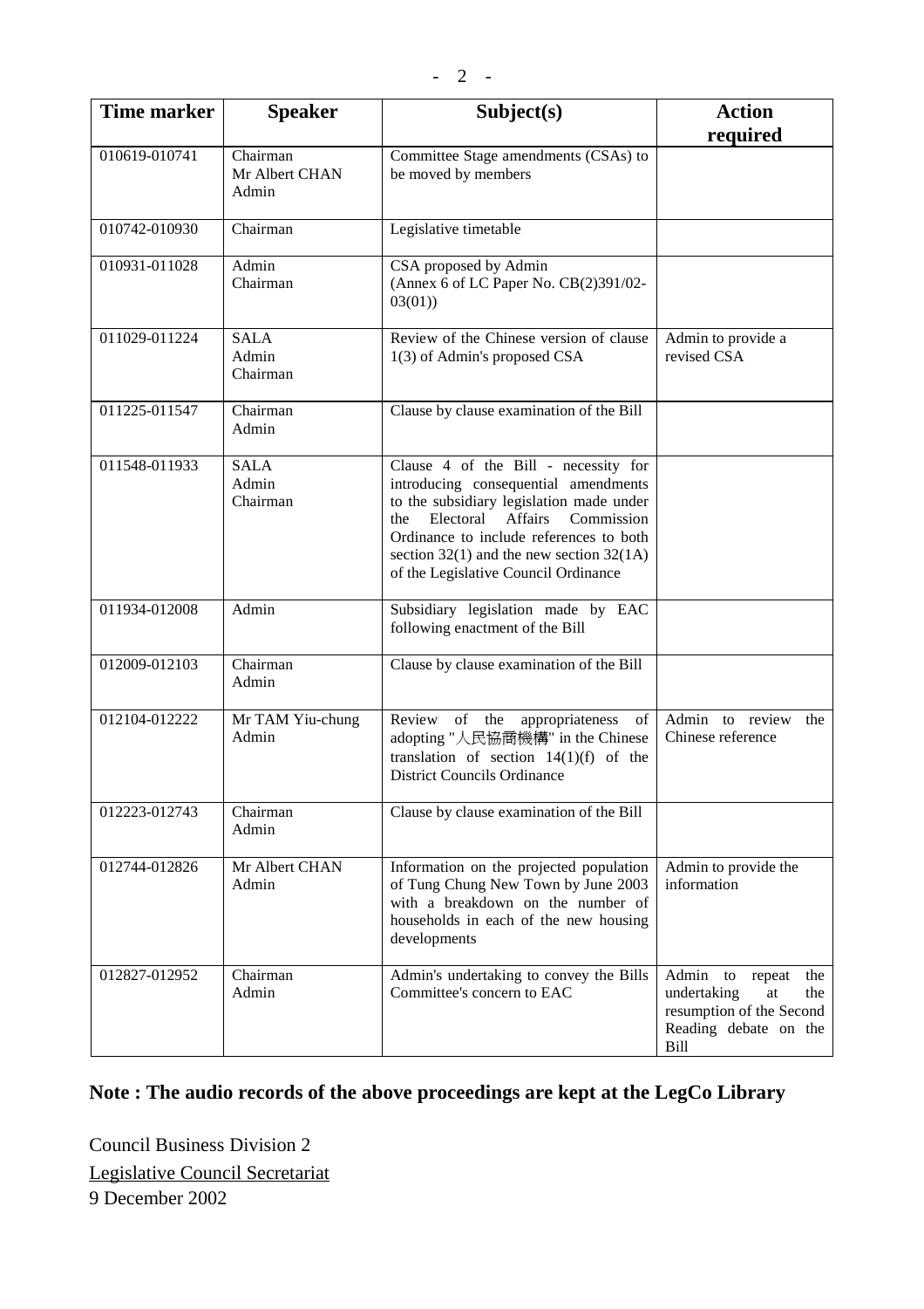| Time marker | Speaker | Subject(s) | Action required |
|---|---|---|---|
| 010619-010741 | Chairman<br>Mr Albert CHAN<br>Admin | Committee Stage amendments (CSAs) to be moved by members | |
| 010742-010930 | Chairman | Legislative timetable | |
| 010931-011028 | Admin<br>Chairman | CSA proposed by Admin (Annex 6 of LC Paper No. CB(2)391/02-03(01)) | |
| 011029-011224 | SALA<br>Admin<br>Chairman | Review of the Chinese version of clause 1(3) of Admin's proposed CSA | Admin to provide a revised CSA |
| 011225-011547 | Chairman<br>Admin | Clause by clause examination of the Bill | |
| 011548-011933 | SALA<br>Admin<br>Chairman | Clause 4 of the Bill - necessity for introducing consequential amendments to the subsidiary legislation made under the Electoral Affairs Commission Ordinance to include references to both section 32(1) and the new section 32(1A) of the Legislative Council Ordinance | |
| 011934-012008 | Admin | Subsidiary legislation made by EAC following enactment of the Bill | |
| 012009-012103 | Chairman<br>Admin | Clause by clause examination of the Bill | |
| 012104-012222 | Mr TAM Yiu-chung<br>Admin | Review of the appropriateness of adopting "人民協商機構" in the Chinese translation of section 14(1)(f) of the District Councils Ordinance | Admin to review the Chinese reference |
| 012223-012743 | Chairman<br>Admin | Clause by clause examination of the Bill | |
| 012744-012826 | Mr Albert CHAN<br>Admin | Information on the projected population of Tung Chung New Town by June 2003 with a breakdown on the number of households in each of the new housing developments | Admin to provide the information |
| 012827-012952 | Chairman<br>Admin | Admin's undertaking to convey the Bills Committee's concern to EAC | Admin to repeat the undertaking at the resumption of the Second Reading debate on the Bill |

**Note : The audio records of the above proceedings are kept at the LegCo Library**

Council Business Division 2
Legislative Council Secretariat
9 December 2002